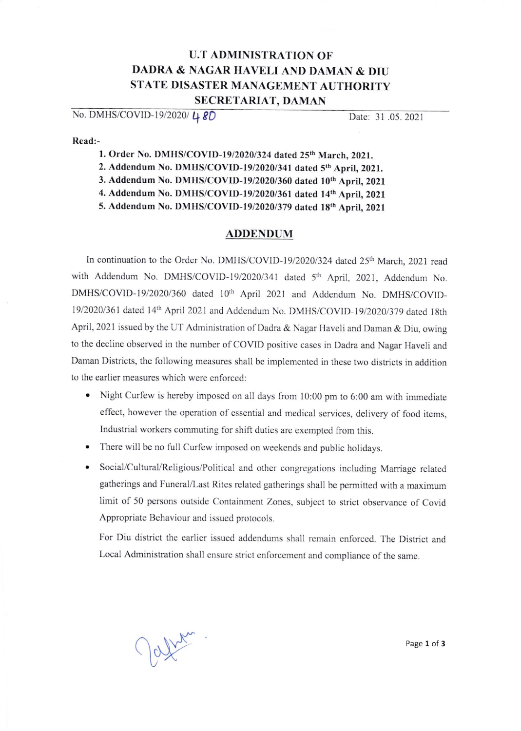# U.T ADMINISTRATION OF
# DADRA & NAGAR HAVELI AND DAMAN & DIU
# STATE DISASTER MANAGEMENT AUTHORITY
# SECRETARIAT, DAMAN

No. DMHS/COVID-19/2020/ 480 Date: 31 .05. 2021

**Read:-**

1. **Order No. DMHS/COVID-19/2020/324 dated 25th March, 2021.**
2. **Addendum No. DMHS/COVID-19/2020/341 dated 5th April, 2021.**
3. **Addendum No. DMHS/COVID-19/2020/360 dated 10th April, 2021**
4. **Addendum No. DMHS/COVID-19/2020/361 dated 14th April, 2021**
5. **Addendum No. DMHS/COVID-19/2020/379 dated 18th April, 2021**

## ADDENDUM

In continuation to the Order No. DMHS/COVID-19/2020/324 dated 25th March, 2021 read with Addendum No. DMHS/COVID-19/2020/341 dated 5th April, 2021, Addendum No. DMHS/COVID-19/2020/360 dated 10th April 2021 and Addendum No. DMHS/COVID-19/2020/361 dated 14th April 2021 and Addendum No. DMHS/COVID-19/2020/379 dated 18th April, 2021 issued by the UT Administration of Dadra & Nagar Haveli and Daman & Diu, owing to the decline observed in the number of COVID positive cases in Dadra and Nagar Haveli and Daman Districts, the following measures shall be implemented in these two districts in addition to the earlier measures which were enforced:

- Night Curfew is hereby imposed on all days from 10:00 pm to 6:00 am with immediate effect, however the operation of essential and medical services, delivery of food items, Industrial workers commuting for shift duties are exempted from this.
- There will be no full Curfew imposed on weekends and public holidays.
- Social/Cultural/Religious/Political and other congregations including Marriage related gatherings and Funeral/Last Rites related gatherings shall be permitted with a maximum limit of 50 persons outside Containment Zones, subject to strict observance of Covid Appropriate Behaviour and issued protocols.

For Diu district the earlier issued addendums shall remain enforced. The District and Local Administration shall ensure strict enforcement and compliance of the same.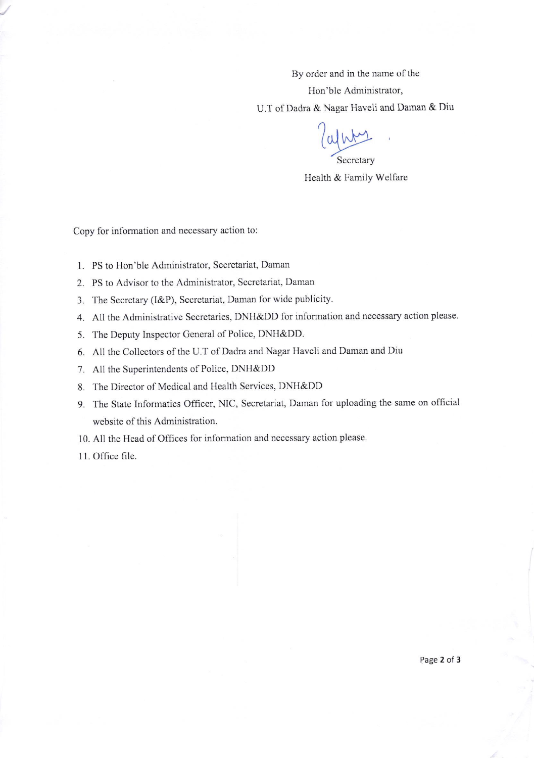By order and in the name of the
Hon'ble Administrator,
U.T of Dadra & Nagar Haveli and Daman & Diu

Secretary
Health & Family Welfare

Copy for information and necessary action to:

1. PS to Hon'ble Administrator, Secretariat, Daman
2. PS to Advisor to the Administrator, Secretariat, Daman
3. The Secretary (I&P), Secretariat, Daman for wide publicity.
4. All the Administrative Secretaries, DNH&DD for information and necessary action please.
5. The Deputy Inspector General of Police, DNH&DD.
6. All the Collectors of the U.T of Dadra and Nagar Haveli and Daman and Diu
7. All the Superintendents of Police, DNH&DD
8. The Director of Medical and Health Services, DNH&DD
9. The State Informatics Officer, NIC, Secretariat, Daman for uploading the same on official website of this Administration.
10. All the Head of Offices for information and necessary action please.
11. Office file.